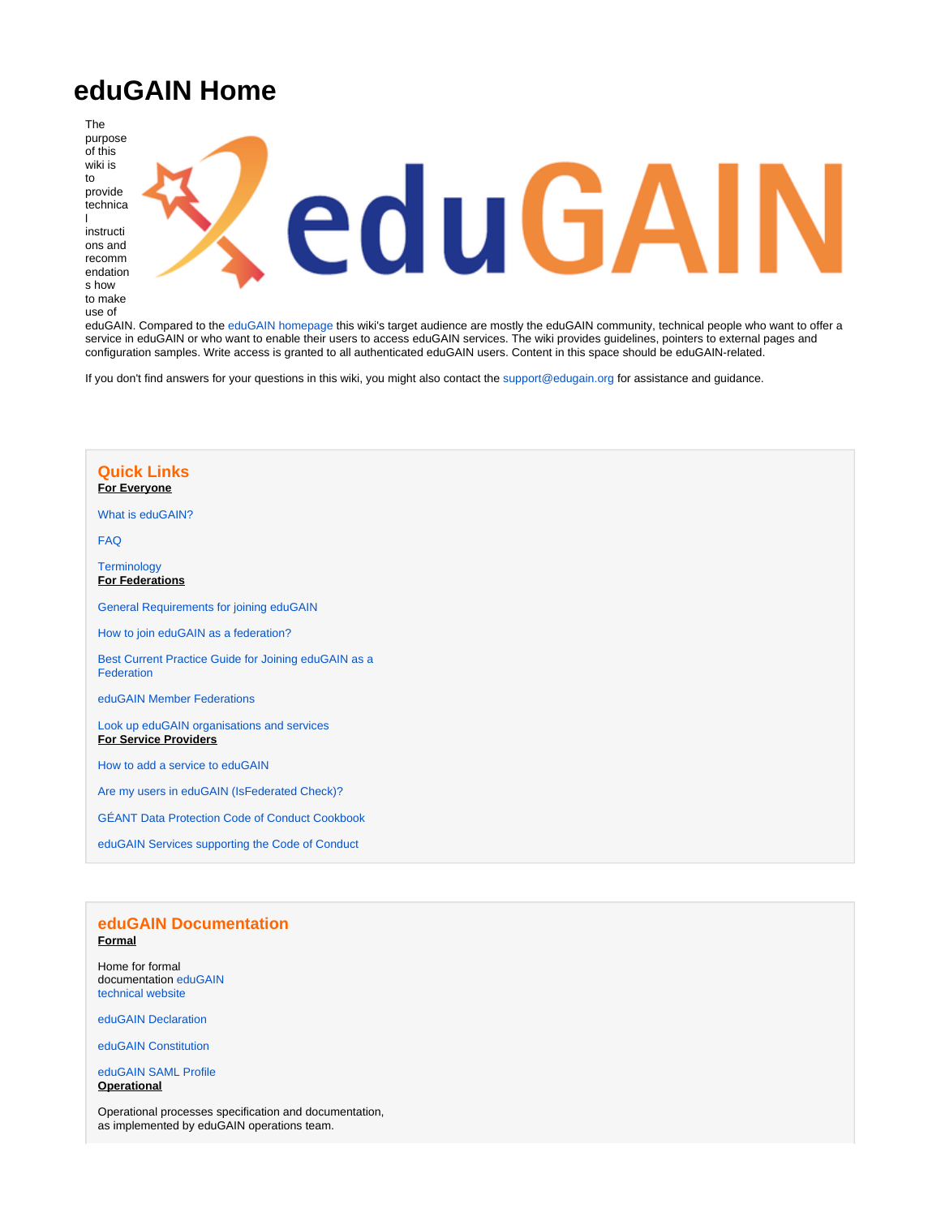# eduGAIN Home

The purpose of this wiki is to provide technical instructions and recommendations how to make use of eduGAIN. Compared to the eduGAIN homepage this wiki's target audience are mostly the eduGAIN community, technical people who want to offer a service in eduGAIN or who want to enable their users to access eduGAIN services. The wiki provides guidelines, pointers to external pages and configuration samples. Write access is granted to all authenticated eduGAIN users. Content in this space should be eduGAIN-related.

If you don't find answers for your questions in this wiki, you might also contact the support@edugain.org for assistance and guidance.

## Quick Links

**For Everyone**

What is eduGAIN?

FAQ

Terminology

**For Federations**

General Requirements for joining eduGAIN

How to join eduGAIN as a federation?

Best Current Practice Guide for Joining eduGAIN as a Federation

eduGAIN Member Federations

Look up eduGAIN organisations and services

**For Service Providers**

How to add a service to eduGAIN

Are my users in eduGAIN (IsFederated Check)?

GÉANT Data Protection Code of Conduct Cookbook

eduGAIN Services supporting the Code of Conduct

## eduGAIN Documentation

**Formal**

Home for formal documentation eduGAIN technical website

eduGAIN Declaration

eduGAIN Constitution

eduGAIN SAML Profile

**Operational**

Operational processes specification and documentation, as implemented by eduGAIN operations team.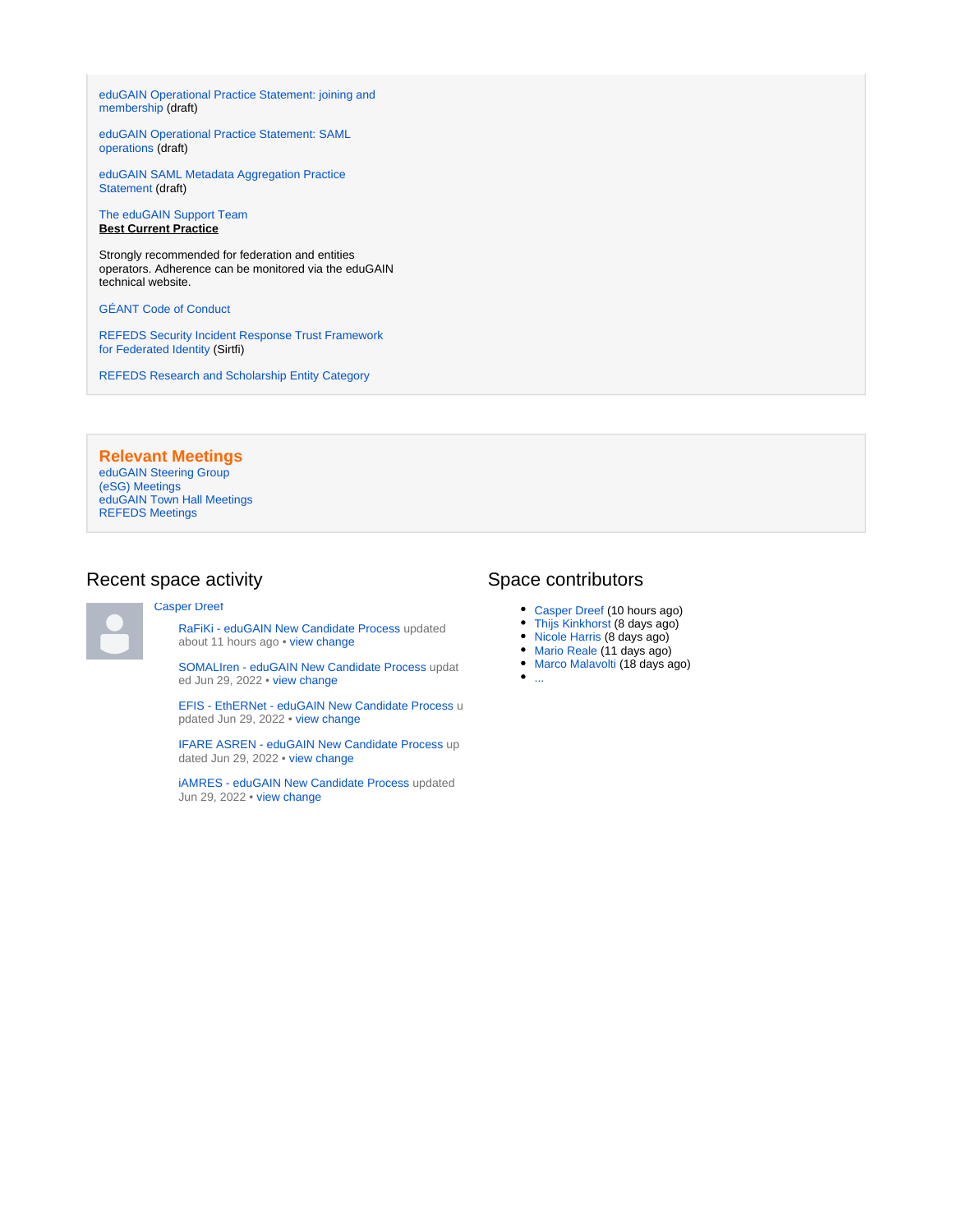eduGAIN Operational Practice Statement: joining and membership (draft)

eduGAIN Operational Practice Statement: SAML operations (draft)

eduGAIN SAML Metadata Aggregation Practice Statement (draft)

The eduGAIN Support Team

**Best Current Practice**

Strongly recommended for federation and entities operators. Adherence can be monitored via the eduGAIN technical website.

GÉANT Code of Conduct

REFEDS Security Incident Response Trust Framework for Federated Identity (Sirtfi)

REFEDS Research and Scholarship Entity Category

## Relevant Meetings

eduGAIN Steering Group (eSG) Meetings
eduGAIN Town Hall Meetings
REFEDS Meetings

## Recent space activity

Casper Dreef

RaFiKi - eduGAIN New Candidate Process updated about 11 hours ago • view change

SOMALIren - eduGAIN New Candidate Process updated Jun 29, 2022 • view change

EFIS - EthERNet - eduGAIN New Candidate Process updated Jun 29, 2022 • view change

IFARE ASREN - eduGAIN New Candidate Process updated Jun 29, 2022 • view change

iAMRES - eduGAIN New Candidate Process updated Jun 29, 2022 • view change

## Space contributors

- Casper Dreef (10 hours ago)
- Thijs Kinkhorst (8 days ago)
- Nicole Harris (8 days ago)
- Mario Reale (11 days ago)
- Marco Malavolti (18 days ago)
- ...